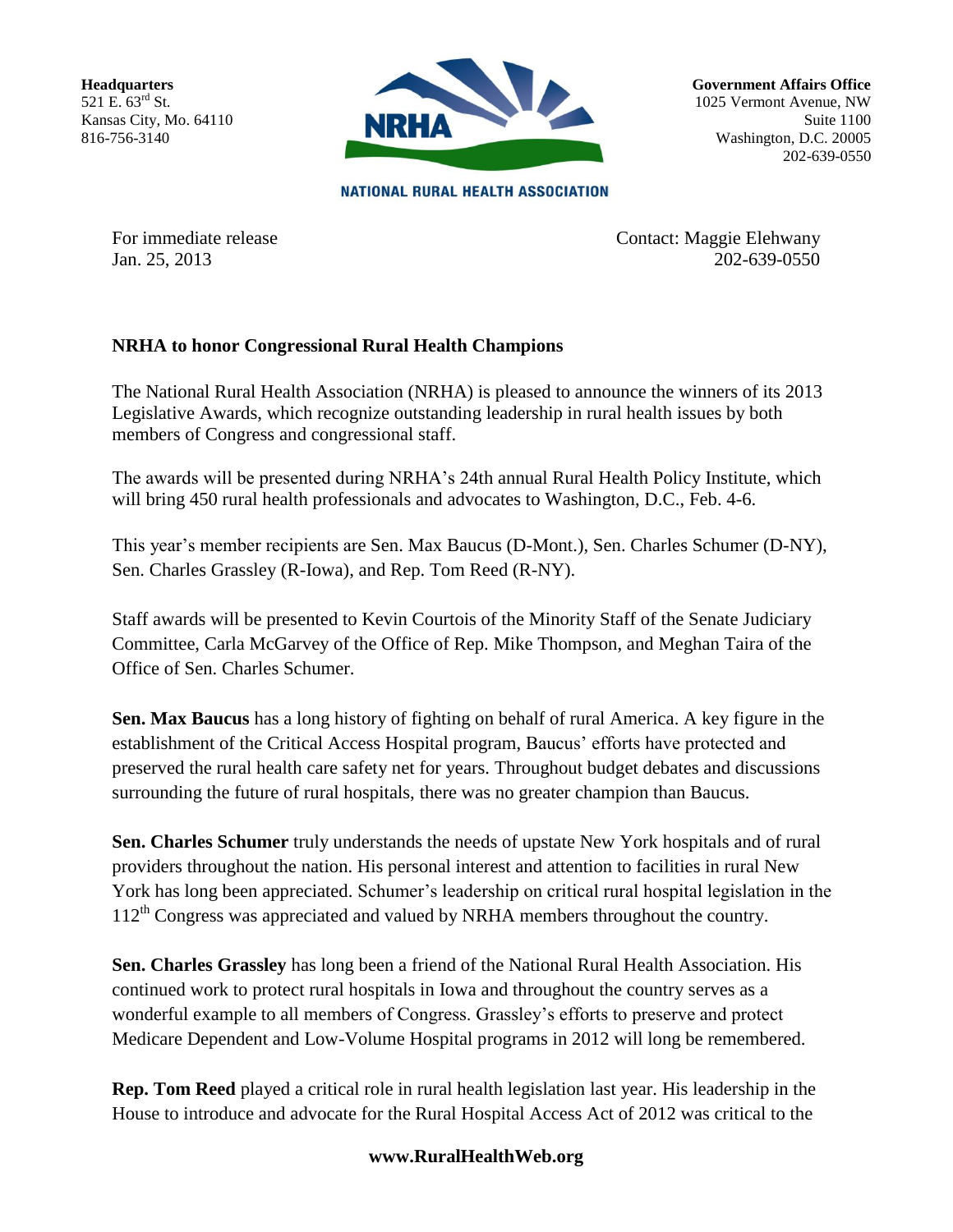**Headquarters**
521 E. 63rd St.
Kansas City, Mo. 64110
816-756-3140

NATIONAL RURAL HEALTH ASSOCIATION

**Government Affairs Office**
1025 Vermont Avenue, NW
Suite 1100
Washington, D.C. 20005
202-639-0550

For immediate release
Jan. 25, 2013

Contact: Maggie Elehwany
202-639-0550

**NRHA to honor Congressional Rural Health Champions**

The National Rural Health Association (NRHA) is pleased to announce the winners of its 2013 Legislative Awards, which recognize outstanding leadership in rural health issues by both members of Congress and congressional staff.

The awards will be presented during NRHA's 24th annual Rural Health Policy Institute, which will bring 450 rural health professionals and advocates to Washington, D.C., Feb. 4-6.

This year's member recipients are Sen. Max Baucus (D-Mont.), Sen. Charles Schumer (D-NY), Sen. Charles Grassley (R-Iowa), and Rep. Tom Reed (R-NY).

Staff awards will be presented to Kevin Courtois of the Minority Staff of the Senate Judiciary Committee, Carla McGarvey of the Office of Rep. Mike Thompson, and Meghan Taira of the Office of Sen. Charles Schumer.

**Sen. Max Baucus** has a long history of fighting on behalf of rural America. A key figure in the establishment of the Critical Access Hospital program, Baucus' efforts have protected and preserved the rural health care safety net for years. Throughout budget debates and discussions surrounding the future of rural hospitals, there was no greater champion than Baucus.

**Sen. Charles Schumer** truly understands the needs of upstate New York hospitals and of rural providers throughout the nation. His personal interest and attention to facilities in rural New York has long been appreciated. Schumer's leadership on critical rural hospital legislation in the 112th Congress was appreciated and valued by NRHA members throughout the country.

**Sen. Charles Grassley** has long been a friend of the National Rural Health Association. His continued work to protect rural hospitals in Iowa and throughout the country serves as a wonderful example to all members of Congress. Grassley's efforts to preserve and protect Medicare Dependent and Low-Volume Hospital programs in 2012 will long be remembered.

**Rep. Tom Reed** played a critical role in rural health legislation last year. His leadership in the House to introduce and advocate for the Rural Hospital Access Act of 2012 was critical to the

**www.RuralHealthWeb.org**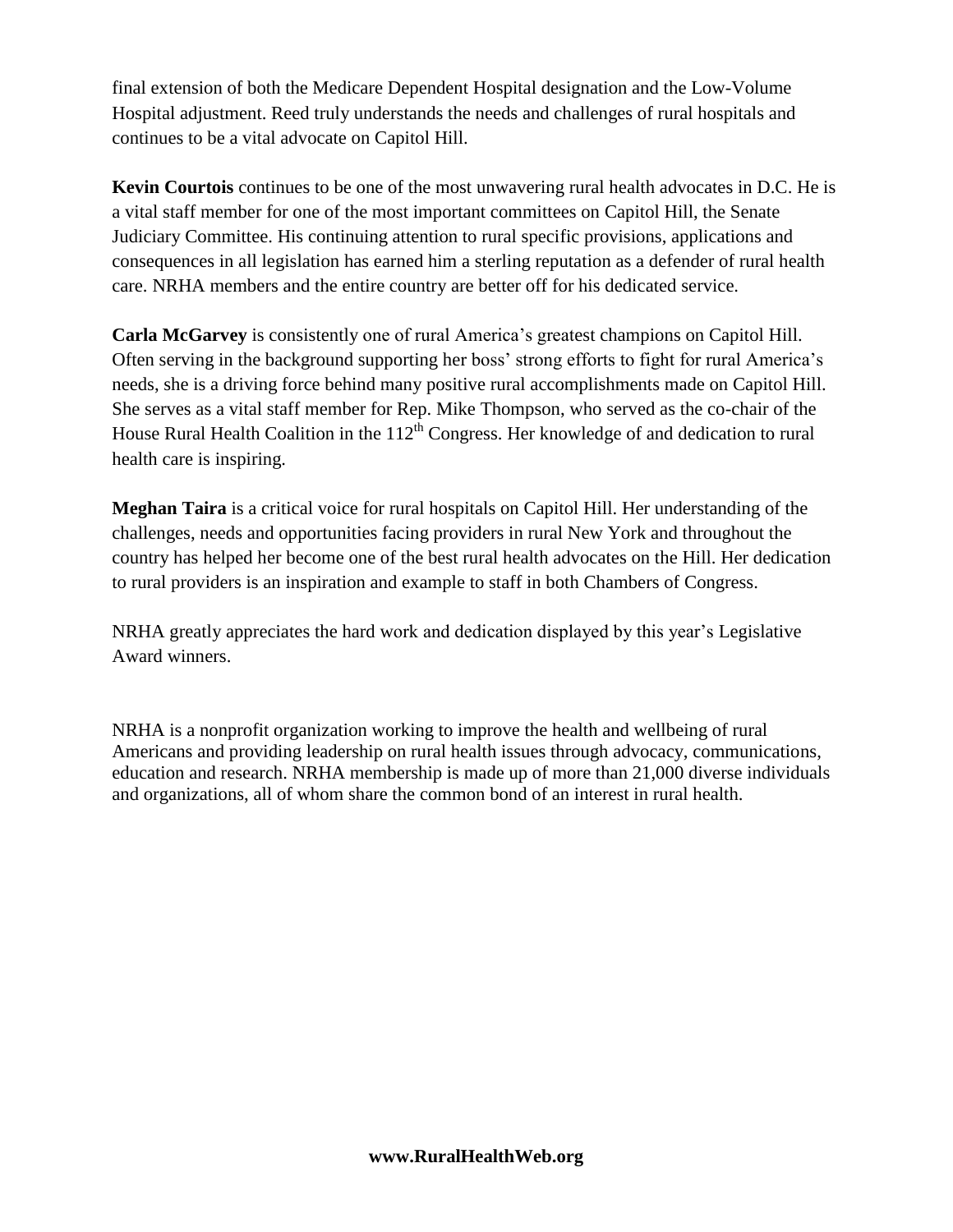final extension of both the Medicare Dependent Hospital designation and the Low-Volume Hospital adjustment. Reed truly understands the needs and challenges of rural hospitals and continues to be a vital advocate on Capitol Hill.

**Kevin Courtois** continues to be one of the most unwavering rural health advocates in D.C. He is a vital staff member for one of the most important committees on Capitol Hill, the Senate Judiciary Committee. His continuing attention to rural specific provisions, applications and consequences in all legislation has earned him a sterling reputation as a defender of rural health care. NRHA members and the entire country are better off for his dedicated service.

**Carla McGarvey** is consistently one of rural America's greatest champions on Capitol Hill. Often serving in the background supporting her boss' strong efforts to fight for rural America's needs, she is a driving force behind many positive rural accomplishments made on Capitol Hill. She serves as a vital staff member for Rep. Mike Thompson, who served as the co-chair of the House Rural Health Coalition in the 112th Congress. Her knowledge of and dedication to rural health care is inspiring.

**Meghan Taira** is a critical voice for rural hospitals on Capitol Hill. Her understanding of the challenges, needs and opportunities facing providers in rural New York and throughout the country has helped her become one of the best rural health advocates on the Hill. Her dedication to rural providers is an inspiration and example to staff in both Chambers of Congress.

NRHA greatly appreciates the hard work and dedication displayed by this year's Legislative Award winners.

NRHA is a nonprofit organization working to improve the health and wellbeing of rural Americans and providing leadership on rural health issues through advocacy, communications, education and research. NRHA membership is made up of more than 21,000 diverse individuals and organizations, all of whom share the common bond of an interest in rural health.

**www.RuralHealthWeb.org**